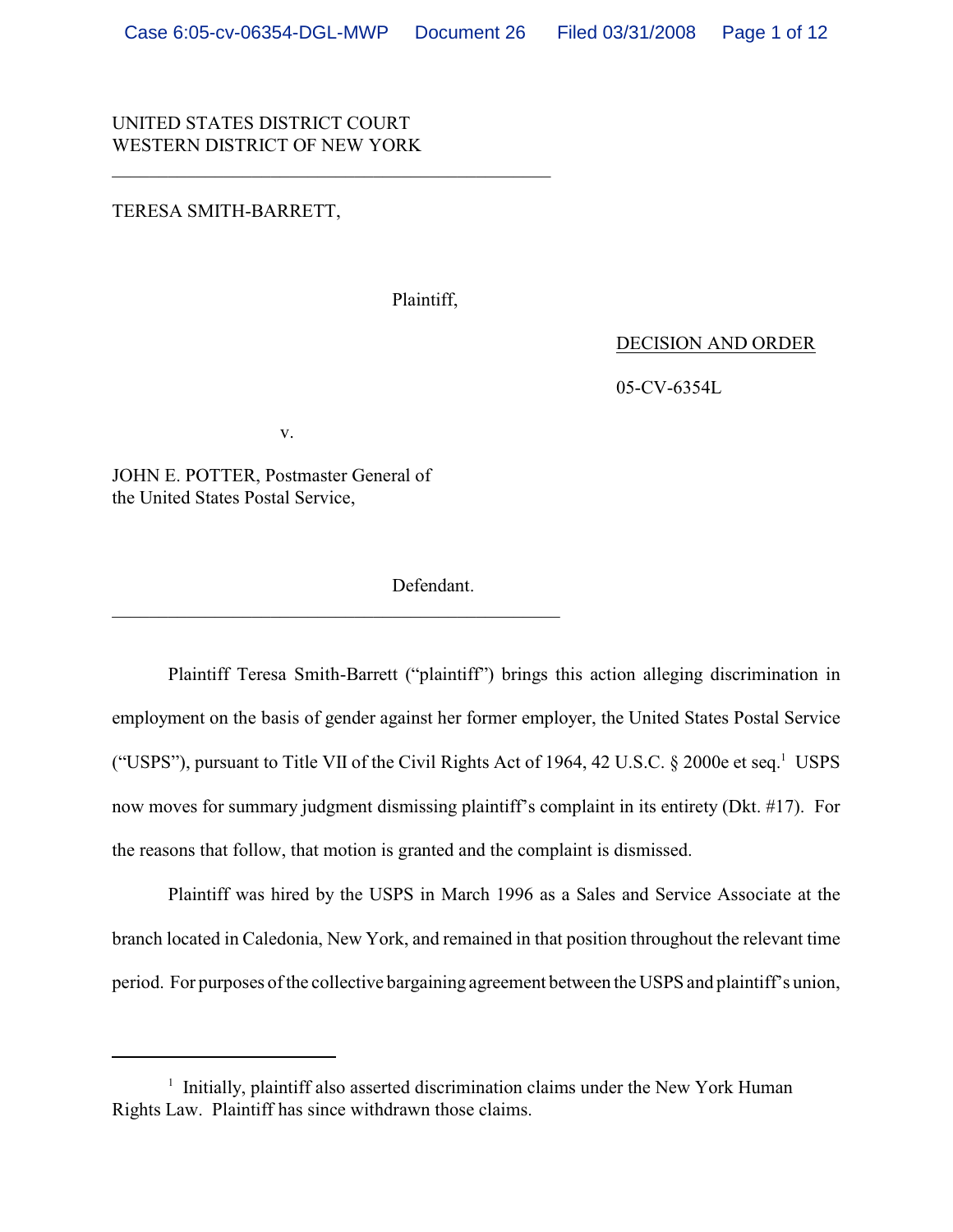UNITED STATES DISTRICT COURT
WESTERN DISTRICT OF NEW YORK

---

TERESA SMITH-BARRETT,

Plaintiff,

DECISION AND ORDER

05-CV-6354L

v.

JOHN E. POTTER, Postmaster General of the United States Postal Service,

Defendant.

---

Plaintiff Teresa Smith-Barrett ("plaintiff") brings this action alleging discrimination in employment on the basis of gender against her former employer, the United States Postal Service ("USPS"), pursuant to Title VII of the Civil Rights Act of 1964, 42 U.S.C. § 2000e et seq.[1] USPS now moves for summary judgment dismissing plaintiff's complaint in its entirety (Dkt. #17). For the reasons that follow, that motion is granted and the complaint is dismissed.

Plaintiff was hired by the USPS in March 1996 as a Sales and Service Associate at the branch located in Caledonia, New York, and remained in that position throughout the relevant time period. For purposes of the collective bargaining agreement between the USPS and plaintiff's union,

---

[1] Initially, plaintiff also asserted discrimination claims under the New York Human Rights Law. Plaintiff has since withdrawn those claims.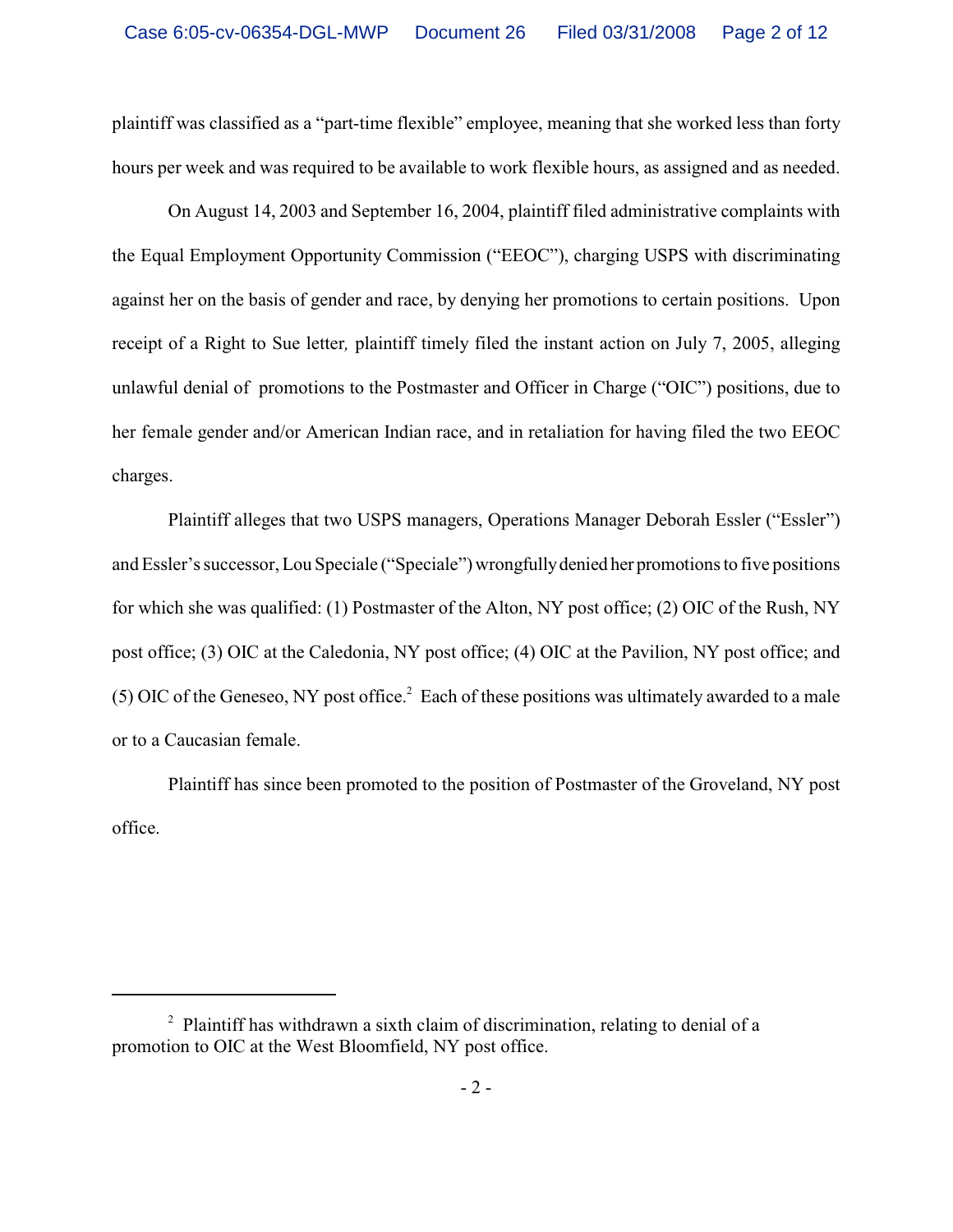plaintiff was classified as a "part-time flexible" employee, meaning that she worked less than forty hours per week and was required to be available to work flexible hours, as assigned and as needed.

On August 14, 2003 and September 16, 2004, plaintiff filed administrative complaints with the Equal Employment Opportunity Commission ("EEOC"), charging USPS with discriminating against her on the basis of gender and race, by denying her promotions to certain positions. Upon receipt of a Right to Sue letter*,* plaintiff timely filed the instant action on July 7, 2005, alleging unlawful denial of promotions to the Postmaster and Officer in Charge ("OIC") positions, due to her female gender and/or American Indian race, and in retaliation for having filed the two EEOC charges.

Plaintiff alleges that two USPS managers, Operations Manager Deborah Essler ("Essler") and Essler's successor, Lou Speciale ("Speciale") wrongfully denied her promotions to five positions for which she was qualified: (1) Postmaster of the Alton, NY post office; (2) OIC of the Rush, NY post office; (3) OIC at the Caledonia, NY post office; (4) OIC at the Pavilion, NY post office; and (5) OIC of the Geneseo, NY post office.[2] Each of these positions was ultimately awarded to a male or to a Caucasian female.

Plaintiff has since been promoted to the position of Postmaster of the Groveland, NY post office.

---

[2] Plaintiff has withdrawn a sixth claim of discrimination, relating to denial of a promotion to OIC at the West Bloomfield, NY post office.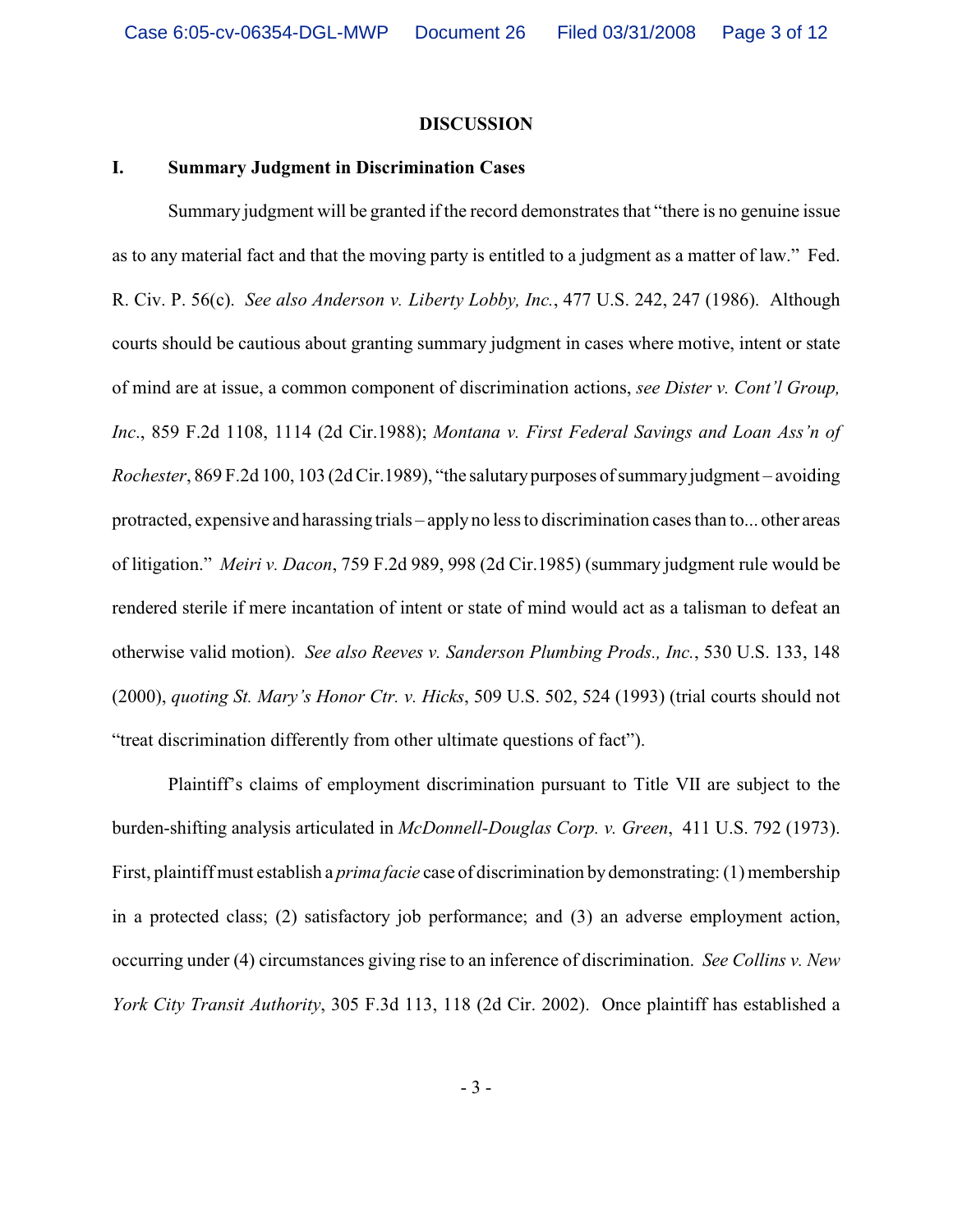## DISCUSSION

### I. Summary Judgment in Discrimination Cases

Summary judgment will be granted if the record demonstrates that "there is no genuine issue as to any material fact and that the moving party is entitled to a judgment as a matter of law." Fed. R. Civ. P. 56(c). *See also Anderson v. Liberty Lobby, Inc.*, 477 U.S. 242, 247 (1986). Although courts should be cautious about granting summary judgment in cases where motive, intent or state of mind are at issue, a common component of discrimination actions, *see Dister v. Cont'l Group, Inc.*, 859 F.2d 1108, 1114 (2d Cir.1988); *Montana v. First Federal Savings and Loan Ass'n of Rochester*, 869 F.2d 100, 103 (2d Cir.1989), "the salutary purposes of summary judgment – avoiding protracted, expensive and harassing trials – apply no less to discrimination cases than to... other areas of litigation." *Meiri v. Dacon*, 759 F.2d 989, 998 (2d Cir.1985) (summary judgment rule would be rendered sterile if mere incantation of intent or state of mind would act as a talisman to defeat an otherwise valid motion). *See also Reeves v. Sanderson Plumbing Prods., Inc.*, 530 U.S. 133, 148 (2000), *quoting St. Mary's Honor Ctr. v. Hicks*, 509 U.S. 502, 524 (1993) (trial courts should not "treat discrimination differently from other ultimate questions of fact").

Plaintiff's claims of employment discrimination pursuant to Title VII are subject to the burden-shifting analysis articulated in *McDonnell-Douglas Corp. v. Green*, 411 U.S. 792 (1973). First, plaintiff must establish a *prima facie* case of discrimination by demonstrating: (1) membership in a protected class; (2) satisfactory job performance; and (3) an adverse employment action, occurring under (4) circumstances giving rise to an inference of discrimination. *See Collins v. New York City Transit Authority*, 305 F.3d 113, 118 (2d Cir. 2002). Once plaintiff has established a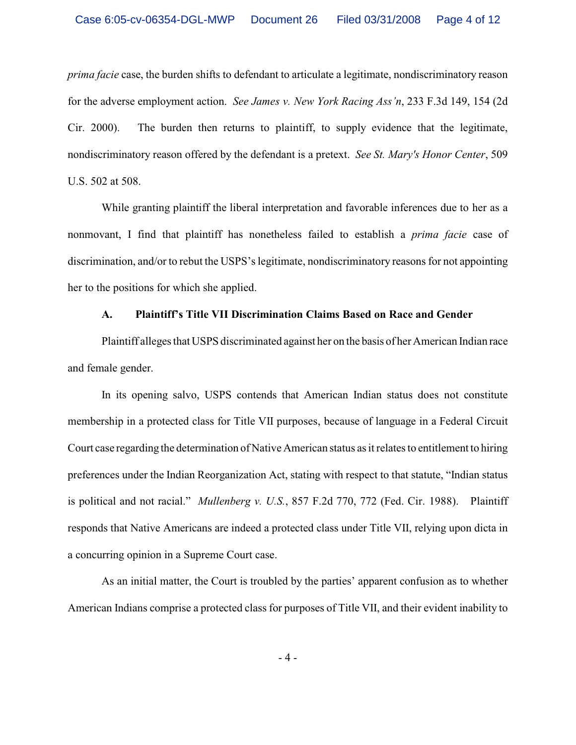*prima facie* case, the burden shifts to defendant to articulate a legitimate, nondiscriminatory reason for the adverse employment action. *See James v. New York Racing Ass'n*, 233 F.3d 149, 154 (2d Cir. 2000). The burden then returns to plaintiff, to supply evidence that the legitimate, nondiscriminatory reason offered by the defendant is a pretext. *See St. Mary's Honor Center*, 509 U.S. 502 at 508.

While granting plaintiff the liberal interpretation and favorable inferences due to her as a nonmovant, I find that plaintiff has nonetheless failed to establish a *prima facie* case of discrimination, and/or to rebut the USPS's legitimate, nondiscriminatory reasons for not appointing her to the positions for which she applied.

### A. Plaintiff's Title VII Discrimination Claims Based on Race and Gender

Plaintiff alleges that USPS discriminated against her on the basis of her American Indian race and female gender.

In its opening salvo, USPS contends that American Indian status does not constitute membership in a protected class for Title VII purposes, because of language in a Federal Circuit Court case regarding the determination of Native American status as it relates to entitlement to hiring preferences under the Indian Reorganization Act, stating with respect to that statute, "Indian status is political and not racial." *Mullenberg v. U.S.*, 857 F.2d 770, 772 (Fed. Cir. 1988). Plaintiff responds that Native Americans are indeed a protected class under Title VII, relying upon dicta in a concurring opinion in a Supreme Court case.

As an initial matter, the Court is troubled by the parties' apparent confusion as to whether American Indians comprise a protected class for purposes of Title VII, and their evident inability to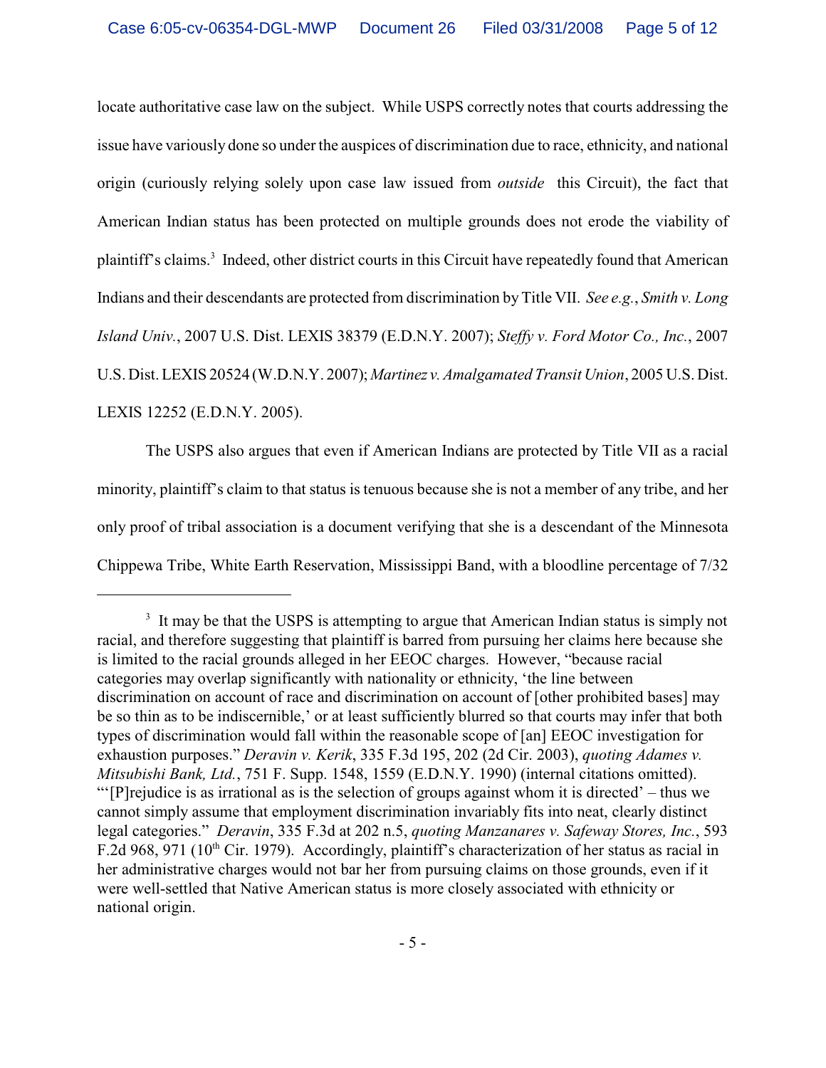locate authoritative case law on the subject. While USPS correctly notes that courts addressing the issue have variously done so under the auspices of discrimination due to race, ethnicity, and national origin (curiously relying solely upon case law issued from *outside* this Circuit), the fact that American Indian status has been protected on multiple grounds does not erode the viability of plaintiff's claims.[3] Indeed, other district courts in this Circuit have repeatedly found that American Indians and their descendants are protected from discrimination by Title VII. *See e.g.*, *Smith v. Long Island Univ.*, 2007 U.S. Dist. LEXIS 38379 (E.D.N.Y. 2007); *Steffy v. Ford Motor Co., Inc.*, 2007 U.S. Dist. LEXIS 20524 (W.D.N.Y. 2007); *Martinez v. Amalgamated Transit Union*, 2005 U.S. Dist. LEXIS 12252 (E.D.N.Y. 2005).

The USPS also argues that even if American Indians are protected by Title VII as a racial minority, plaintiff's claim to that status is tenuous because she is not a member of any tribe, and her only proof of tribal association is a document verifying that she is a descendant of the Minnesota Chippewa Tribe, White Earth Reservation, Mississippi Band, with a bloodline percentage of 7/32

---

[3] It may be that the USPS is attempting to argue that American Indian status is simply not racial, and therefore suggesting that plaintiff is barred from pursuing her claims here because she is limited to the racial grounds alleged in her EEOC charges. However, "because racial categories may overlap significantly with nationality or ethnicity, 'the line between discrimination on account of race and discrimination on account of [other prohibited bases] may be so thin as to be indiscernible,' or at least sufficiently blurred so that courts may infer that both types of discrimination would fall within the reasonable scope of [an] EEOC investigation for exhaustion purposes." *Deravin v. Kerik*, 335 F.3d 195, 202 (2d Cir. 2003), *quoting Adames v. Mitsubishi Bank, Ltd.*, 751 F. Supp. 1548, 1559 (E.D.N.Y. 1990) (internal citations omitted). "'[P]rejudice is as irrational as is the selection of groups against whom it is directed' – thus we cannot simply assume that employment discrimination invariably fits into neat, clearly distinct legal categories." *Deravin*, 335 F.3d at 202 n.5, *quoting Manzanares v. Safeway Stores, Inc.*, 593 F.2d 968, 971 (10th Cir. 1979). Accordingly, plaintiff's characterization of her status as racial in her administrative charges would not bar her from pursuing claims on those grounds, even if it were well-settled that Native American status is more closely associated with ethnicity or national origin.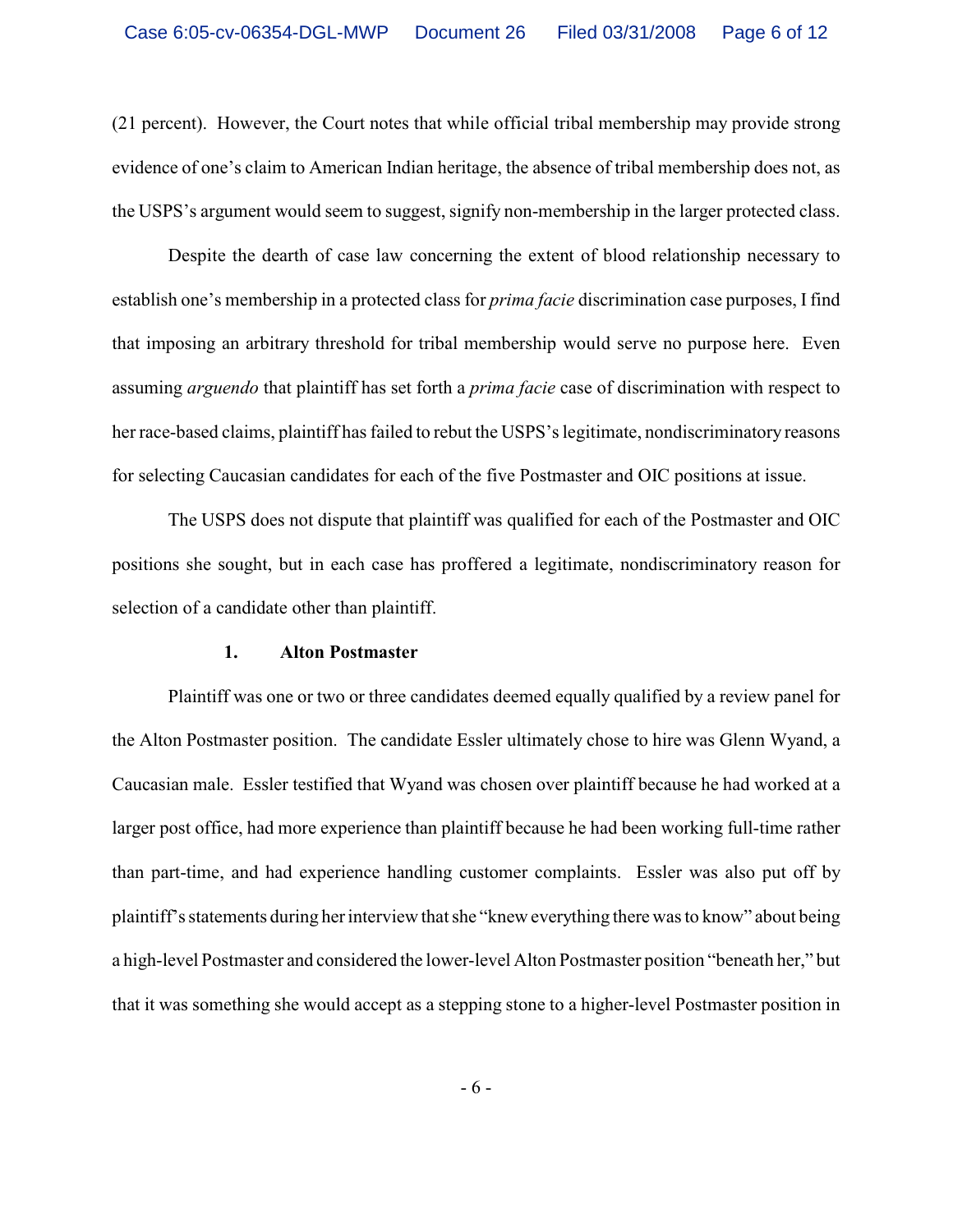(21 percent). However, the Court notes that while official tribal membership may provide strong evidence of one's claim to American Indian heritage, the absence of tribal membership does not, as the USPS's argument would seem to suggest, signify non-membership in the larger protected class.

Despite the dearth of case law concerning the extent of blood relationship necessary to establish one's membership in a protected class for *prima facie* discrimination case purposes, I find that imposing an arbitrary threshold for tribal membership would serve no purpose here. Even assuming *arguendo* that plaintiff has set forth a *prima facie* case of discrimination with respect to her race-based claims, plaintiff has failed to rebut the USPS's legitimate, nondiscriminatory reasons for selecting Caucasian candidates for each of the five Postmaster and OIC positions at issue.

The USPS does not dispute that plaintiff was qualified for each of the Postmaster and OIC positions she sought, but in each case has proffered a legitimate, nondiscriminatory reason for selection of a candidate other than plaintiff.

**1. Alton Postmaster**

Plaintiff was one or two or three candidates deemed equally qualified by a review panel for the Alton Postmaster position. The candidate Essler ultimately chose to hire was Glenn Wyand, a Caucasian male. Essler testified that Wyand was chosen over plaintiff because he had worked at a larger post office, had more experience than plaintiff because he had been working full-time rather than part-time, and had experience handling customer complaints. Essler was also put off by plaintiff's statements during her interview that she "knew everything there was to know" about being a high-level Postmaster and considered the lower-level Alton Postmaster position "beneath her," but that it was something she would accept as a stepping stone to a higher-level Postmaster position in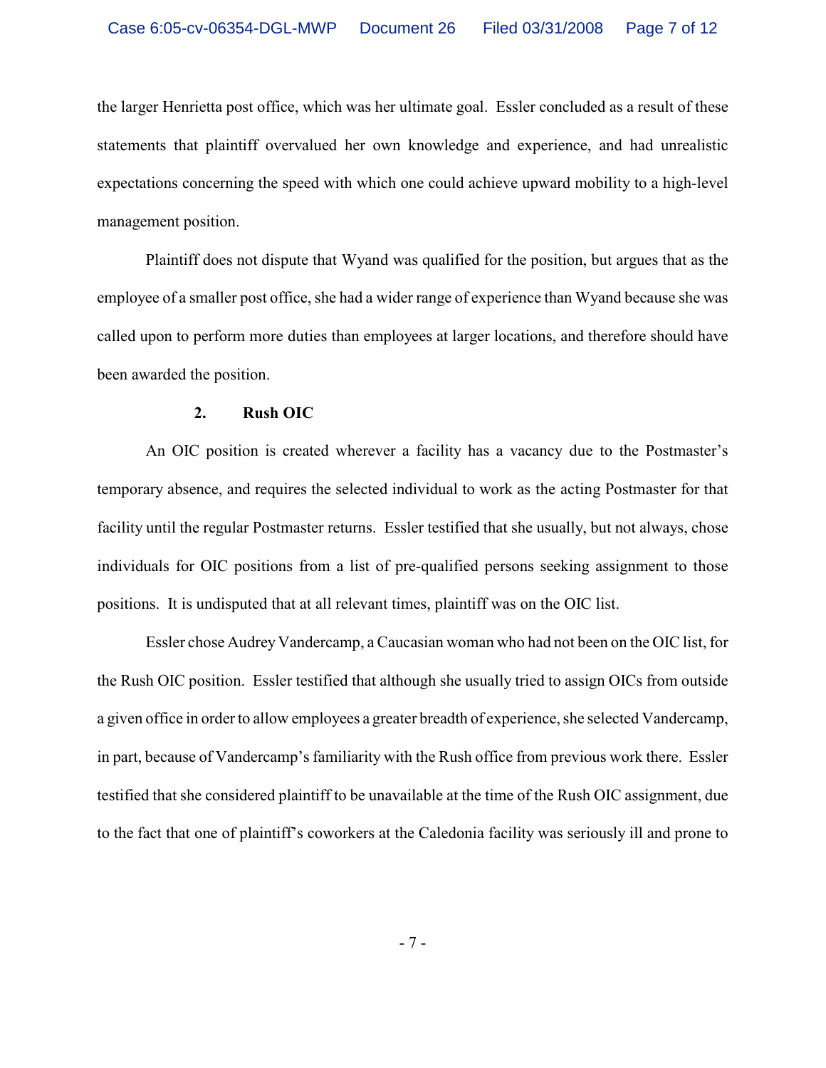the larger Henrietta post office, which was her ultimate goal. Essler concluded as a result of these statements that plaintiff overvalued her own knowledge and experience, and had unrealistic expectations concerning the speed with which one could achieve upward mobility to a high-level management position.

Plaintiff does not dispute that Wyand was qualified for the position, but argues that as the employee of a smaller post office, she had a wider range of experience than Wyand because she was called upon to perform more duties than employees at larger locations, and therefore should have been awarded the position.

### 2. Rush OIC

An OIC position is created wherever a facility has a vacancy due to the Postmaster's temporary absence, and requires the selected individual to work as the acting Postmaster for that facility until the regular Postmaster returns. Essler testified that she usually, but not always, chose individuals for OIC positions from a list of pre-qualified persons seeking assignment to those positions. It is undisputed that at all relevant times, plaintiff was on the OIC list.

Essler chose Audrey Vandercamp, a Caucasian woman who had not been on the OIC list, for the Rush OIC position. Essler testified that although she usually tried to assign OICs from outside a given office in order to allow employees a greater breadth of experience, she selected Vandercamp, in part, because of Vandercamp's familiarity with the Rush office from previous work there. Essler testified that she considered plaintiff to be unavailable at the time of the Rush OIC assignment, due to the fact that one of plaintiff's coworkers at the Caledonia facility was seriously ill and prone to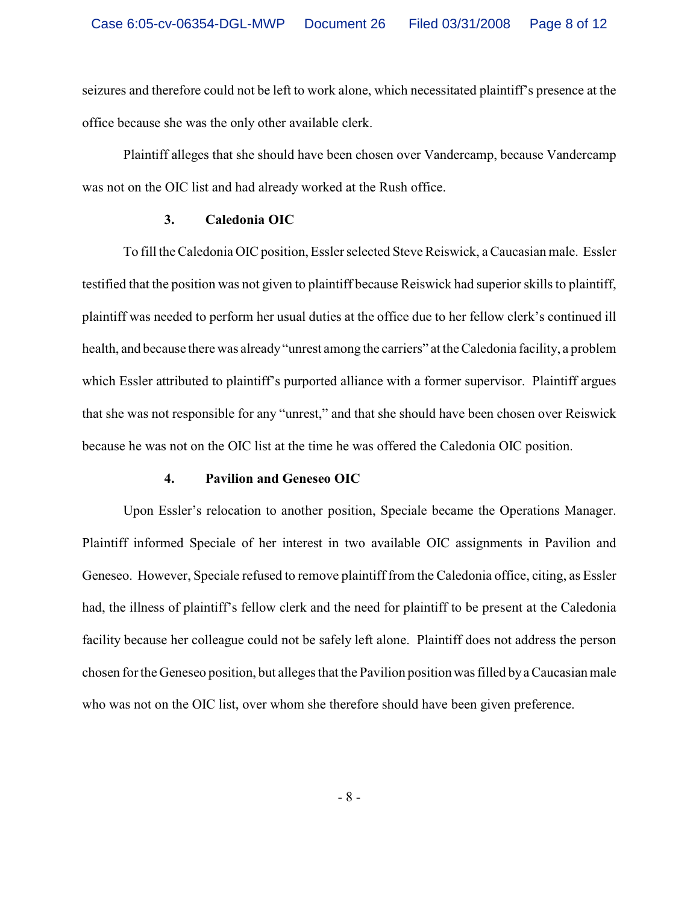seizures and therefore could not be left to work alone, which necessitated plaintiff's presence at the office because she was the only other available clerk.

Plaintiff alleges that she should have been chosen over Vandercamp, because Vandercamp was not on the OIC list and had already worked at the Rush office.

### 3. Caledonia OIC

To fill the Caledonia OIC position, Essler selected Steve Reiswick, a Caucasian male. Essler testified that the position was not given to plaintiff because Reiswick had superior skills to plaintiff, plaintiff was needed to perform her usual duties at the office due to her fellow clerk's continued ill health, and because there was already "unrest among the carriers" at the Caledonia facility, a problem which Essler attributed to plaintiff's purported alliance with a former supervisor. Plaintiff argues that she was not responsible for any "unrest," and that she should have been chosen over Reiswick because he was not on the OIC list at the time he was offered the Caledonia OIC position.

### 4. Pavilion and Geneseo OIC

Upon Essler's relocation to another position, Speciale became the Operations Manager. Plaintiff informed Speciale of her interest in two available OIC assignments in Pavilion and Geneseo. However, Speciale refused to remove plaintiff from the Caledonia office, citing, as Essler had, the illness of plaintiff's fellow clerk and the need for plaintiff to be present at the Caledonia facility because her colleague could not be safely left alone. Plaintiff does not address the person chosen for the Geneseo position, but alleges that the Pavilion position was filled by a Caucasian male who was not on the OIC list, over whom she therefore should have been given preference.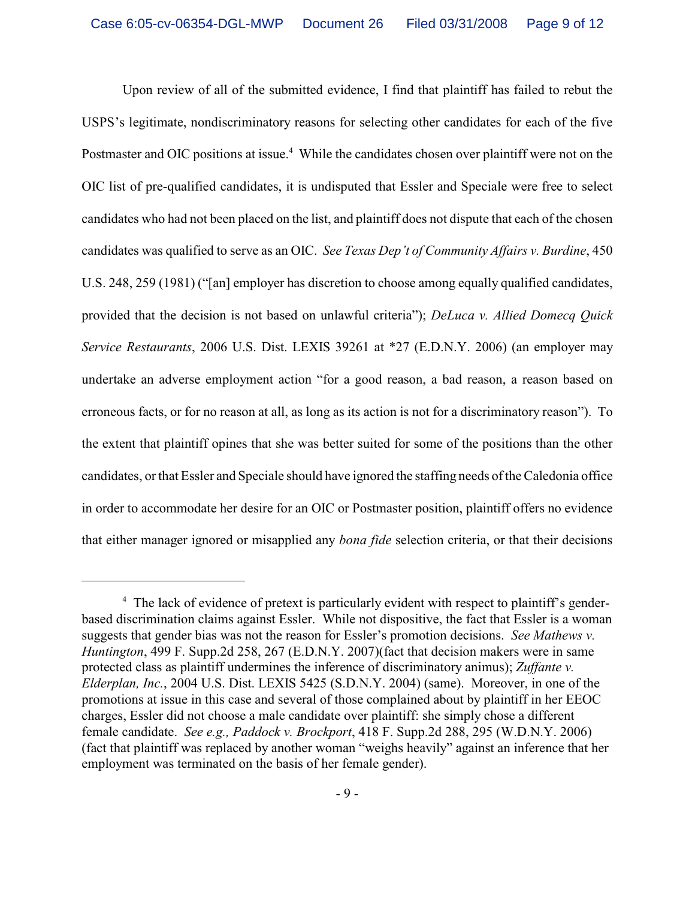Upon review of all of the submitted evidence, I find that plaintiff has failed to rebut the USPS's legitimate, nondiscriminatory reasons for selecting other candidates for each of the five Postmaster and OIC positions at issue.[4] While the candidates chosen over plaintiff were not on the OIC list of pre-qualified candidates, it is undisputed that Essler and Speciale were free to select candidates who had not been placed on the list, and plaintiff does not dispute that each of the chosen candidates was qualified to serve as an OIC. *See Texas Dep't of Community Affairs v. Burdine*, 450 U.S. 248, 259 (1981) ("[an] employer has discretion to choose among equally qualified candidates, provided that the decision is not based on unlawful criteria"); *DeLuca v. Allied Domecq Quick Service Restaurants*, 2006 U.S. Dist. LEXIS 39261 at *27 (E.D.N.Y. 2006) (an employer may undertake an adverse employment action "for a good reason, a bad reason, a reason based on erroneous facts, or for no reason at all, as long as its action is not for a discriminatory reason"). To the extent that plaintiff opines that she was better suited for some of the positions than the other candidates, or that Essler and Speciale should have ignored the staffing needs of the Caledonia office in order to accommodate her desire for an OIC or Postmaster position, plaintiff offers no evidence that either manager ignored or misapplied any *bona fide* selection criteria, or that their decisions

---

[4] The lack of evidence of pretext is particularly evident with respect to plaintiff's gender-based discrimination claims against Essler. While not dispositive, the fact that Essler is a woman suggests that gender bias was not the reason for Essler's promotion decisions. *See Mathews v. Huntington*, 499 F. Supp.2d 258, 267 (E.D.N.Y. 2007)(fact that decision makers were in same protected class as plaintiff undermines the inference of discriminatory animus); *Zuffante v. Elderplan, Inc.*, 2004 U.S. Dist. LEXIS 5425 (S.D.N.Y. 2004) (same). Moreover, in one of the promotions at issue in this case and several of those complained about by plaintiff in her EEOC charges, Essler did not choose a male candidate over plaintiff: she simply chose a different female candidate. *See e.g., Paddock v. Brockport*, 418 F. Supp.2d 288, 295 (W.D.N.Y. 2006) (fact that plaintiff was replaced by another woman "weighs heavily" against an inference that her employment was terminated on the basis of her female gender).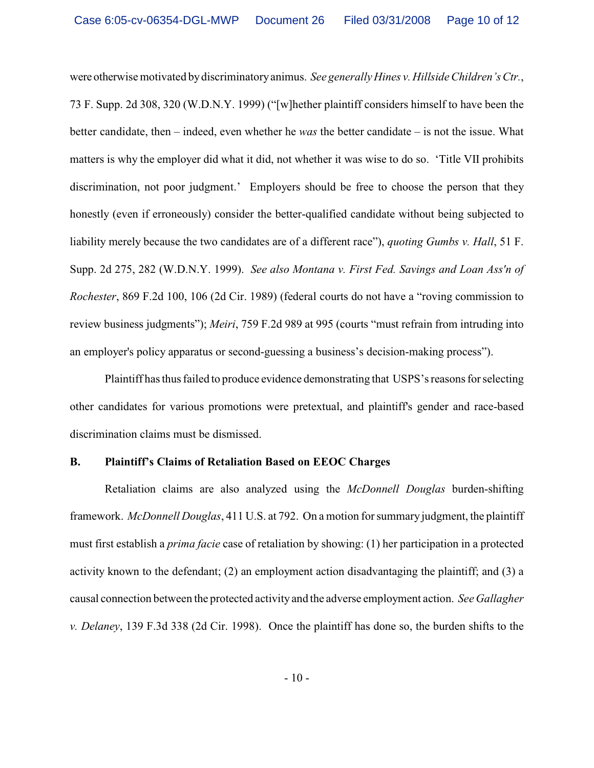were otherwise motivated by discriminatory animus. *See generally Hines v. Hillside Children's Ctr.*, 73 F. Supp. 2d 308, 320 (W.D.N.Y. 1999) ("[w]hether plaintiff considers himself to have been the better candidate, then – indeed, even whether he *was* the better candidate – is not the issue. What matters is why the employer did what it did, not whether it was wise to do so. 'Title VII prohibits discrimination, not poor judgment.' Employers should be free to choose the person that they honestly (even if erroneously) consider the better-qualified candidate without being subjected to liability merely because the two candidates are of a different race"), *quoting Gumbs v. Hall*, 51 F. Supp. 2d 275, 282 (W.D.N.Y. 1999). *See also Montana v. First Fed. Savings and Loan Ass'n of Rochester*, 869 F.2d 100, 106 (2d Cir. 1989) (federal courts do not have a "roving commission to review business judgments"); *Meiri*, 759 F.2d 989 at 995 (courts "must refrain from intruding into an employer's policy apparatus or second-guessing a business's decision-making process").

Plaintiff has thus failed to produce evidence demonstrating that USPS's reasons for selecting other candidates for various promotions were pretextual, and plaintiff's gender and race-based discrimination claims must be dismissed.

**B. Plaintiff's Claims of Retaliation Based on EEOC Charges**

Retaliation claims are also analyzed using the *McDonnell Douglas* burden-shifting framework. *McDonnell Douglas*, 411 U.S. at 792. On a motion for summary judgment, the plaintiff must first establish a *prima facie* case of retaliation by showing: (1) her participation in a protected activity known to the defendant; (2) an employment action disadvantaging the plaintiff; and (3) a causal connection between the protected activity and the adverse employment action. *See Gallagher v. Delaney*, 139 F.3d 338 (2d Cir. 1998). Once the plaintiff has done so, the burden shifts to the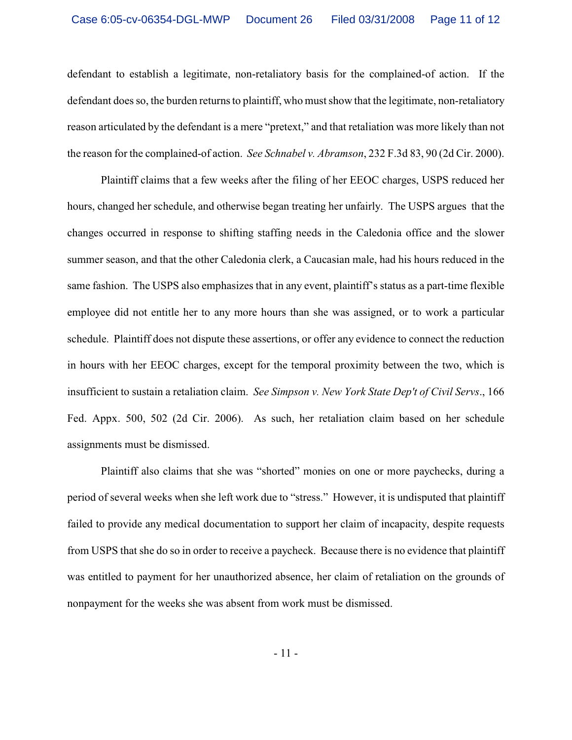defendant to establish a legitimate, non-retaliatory basis for the complained-of action. If the defendant does so, the burden returns to plaintiff, who must show that the legitimate, non-retaliatory reason articulated by the defendant is a mere "pretext," and that retaliation was more likely than not the reason for the complained-of action. *See Schnabel v. Abramson*, 232 F.3d 83, 90 (2d Cir. 2000).

Plaintiff claims that a few weeks after the filing of her EEOC charges, USPS reduced her hours, changed her schedule, and otherwise began treating her unfairly. The USPS argues that the changes occurred in response to shifting staffing needs in the Caledonia office and the slower summer season, and that the other Caledonia clerk, a Caucasian male, had his hours reduced in the same fashion. The USPS also emphasizes that in any event, plaintiff's status as a part-time flexible employee did not entitle her to any more hours than she was assigned, or to work a particular schedule. Plaintiff does not dispute these assertions, or offer any evidence to connect the reduction in hours with her EEOC charges, except for the temporal proximity between the two, which is insufficient to sustain a retaliation claim. *See Simpson v. New York State Dep't of Civil Servs*., 166 Fed. Appx. 500, 502 (2d Cir. 2006). As such, her retaliation claim based on her schedule assignments must be dismissed.

Plaintiff also claims that she was "shorted" monies on one or more paychecks, during a period of several weeks when she left work due to "stress." However, it is undisputed that plaintiff failed to provide any medical documentation to support her claim of incapacity, despite requests from USPS that she do so in order to receive a paycheck. Because there is no evidence that plaintiff was entitled to payment for her unauthorized absence, her claim of retaliation on the grounds of nonpayment for the weeks she was absent from work must be dismissed.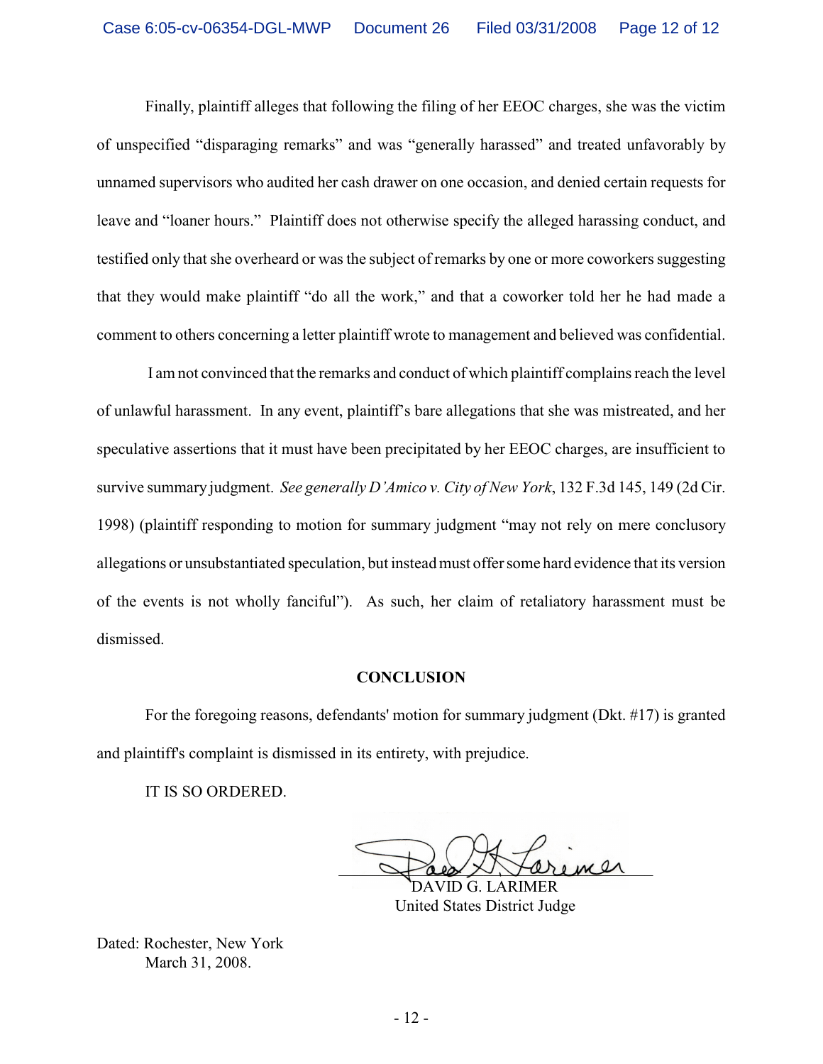Finally, plaintiff alleges that following the filing of her EEOC charges, she was the victim of unspecified "disparaging remarks" and was "generally harassed" and treated unfavorably by unnamed supervisors who audited her cash drawer on one occasion, and denied certain requests for leave and "loaner hours." Plaintiff does not otherwise specify the alleged harassing conduct, and testified only that she overheard or was the subject of remarks by one or more coworkers suggesting that they would make plaintiff "do all the work," and that a coworker told her he had made a comment to others concerning a letter plaintiff wrote to management and believed was confidential.

I am not convinced that the remarks and conduct of which plaintiff complains reach the level of unlawful harassment. In any event, plaintiff's bare allegations that she was mistreated, and her speculative assertions that it must have been precipitated by her EEOC charges, are insufficient to survive summary judgment. *See generally D'Amico v. City of New York*, 132 F.3d 145, 149 (2d Cir. 1998) (plaintiff responding to motion for summary judgment "may not rely on mere conclusory allegations or unsubstantiated speculation, but instead must offer some hard evidence that its version of the events is not wholly fanciful"). As such, her claim of retaliatory harassment must be dismissed.

**CONCLUSION**

For the foregoing reasons, defendants' motion for summary judgment (Dkt. #17) is granted and plaintiff's complaint is dismissed in its entirety, with prejudice.

IT IS SO ORDERED.

DAVID G. LARIMER
United States District Judge

Dated: Rochester, New York
March 31, 2008.